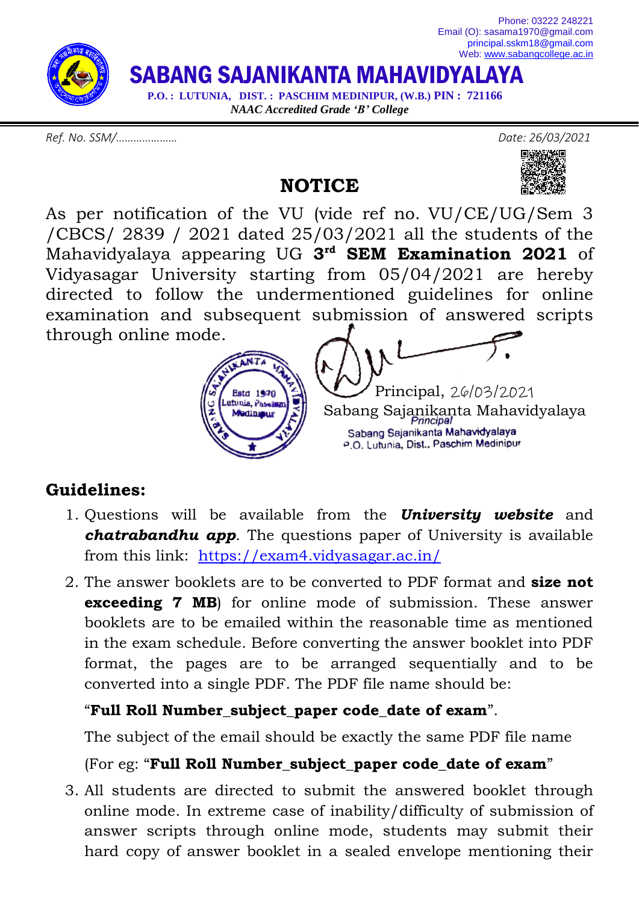Phone: 03222 248221
Email (O): sasama1970@gmail.com
principal.sskm18@gmail.com
Web: www.sabangcollege.ac.in

# SABANG SAJANIKANTA MAHAVIDYALAYA

**P.O. : LUTUNIA, DIST. : PASCHIM MEDINIPUR, (W.B.) PIN : 721166**

***NAAC Accredited Grade 'B' College***

*Ref. No. SSM/…………………* *Date: 26/03/2021*

## NOTICE

As per notification of the VU (vide ref no. VU/CE/UG/Sem 3 /CBCS/ 2839 / 2021 dated 25/03/2021 all the students of the Mahavidyalaya appearing UG **3rd SEM Examination 2021** of Vidyasagar University starting from 05/04/2021 are hereby directed to follow the undermentioned guidelines for online examination and subsequent submission of answered scripts through online mode.

Principal, 26/03/2021
Sabang Sajanikanta Mahavidyalaya

Principal
Sabang Sajanikanta Mahavidyalaya
P.O. Lutunia, Dist., Paschim Medinipur

## Guidelines:

1. Questions will be available from the ***University website*** and ***chatrabandhu app***. The questions paper of University is available from this link: https://exam4.vidyasagar.ac.in/
2. The answer booklets are to be converted to PDF format and **size not exceeding 7 MB**) for online mode of submission. These answer booklets are to be emailed within the reasonable time as mentioned in the exam schedule. Before converting the answer booklet into PDF format, the pages are to be arranged sequentially and to be converted into a single PDF. The PDF file name should be:

   "**Full Roll Number_subject_paper code_date of exam**".

   The subject of the email should be exactly the same PDF file name

   (For eg: "**Full Roll Number_subject_paper code_date of exam**"
3. All students are directed to submit the answered booklet through online mode. In extreme case of inability/difficulty of submission of answer scripts through online mode, students may submit their hard copy of answer booklet in a sealed envelope mentioning their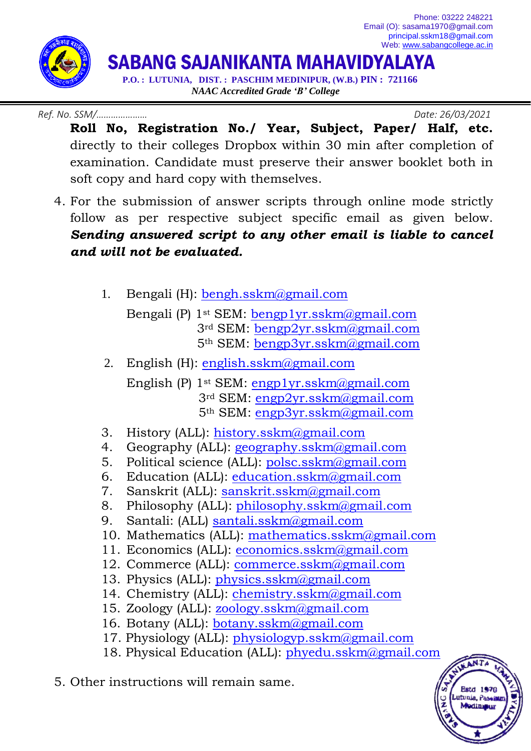Phone: 03222 248221
Email (O): sasama1970@gmail.com
principal.sskm18@gmail.com
Web: www.sabangcollege.ac.in

# SABANG SAJANIKANTA MAHAVIDYALAYA

**P.O. : LUTUNIA, DIST. : PASCHIM MEDINIPUR, (W.B.) PIN : 721166**

*NAACAccredited Grade 'B' College*

*Ref. No. SSM/…………………* *Date: 26/03/2021*

**Roll No, Registration No./ Year, Subject, Paper/ Half, etc.** directly to their colleges Dropbox within 30 min after completion of examination. Candidate must preserve their answer booklet both in soft copy and hard copy with themselves.

4. For the submission of answer scripts through online mode strictly follow as per respective subject specific email as given below. ***Sending answered script to any other email is liable to cancel and will not be evaluated.***

    1. Bengali (H): bengh.sskm@gmail.com
       Bengali (P) 1st SEM: bengp1yr.sskm@gmail.com
       3rd SEM: bengp2yr.sskm@gmail.com
       5th SEM: bengp3yr.sskm@gmail.com
    2. English (H): english.sskm@gmail.com
       English (P) 1st SEM: engp1yr.sskm@gmail.com
       3rd SEM: engp2yr.sskm@gmail.com
       5th SEM: engp3yr.sskm@gmail.com
    3. History (ALL): history.sskm@gmail.com
    4. Geography (ALL): geography.sskm@gmail.com
    5. Political science (ALL): polsc.sskm@gmail.com
    6. Education (ALL): education.sskm@gmail.com
    7. Sanskrit (ALL): sanskrit.sskm@gmail.com
    8. Philosophy (ALL): philosophy.sskm@gmail.com
    9. Santali: (ALL) santali.sskm@gmail.com
    10. Mathematics (ALL): mathematics.sskm@gmail.com
    11. Economics (ALL): economics.sskm@gmail.com
    12. Commerce (ALL): commerce.sskm@gmail.com
    13. Physics (ALL): physics.sskm@gmail.com
    14. Chemistry (ALL): chemistry.sskm@gmail.com
    15. Zoology (ALL): zoology.sskm@gmail.com
    16. Botany (ALL): botany.sskm@gmail.com
    17. Physiology (ALL): physiologyp.sskm@gmail.com
    18. Physical Education (ALL): phyedu.sskm@gmail.com

5. Other instructions will remain same.